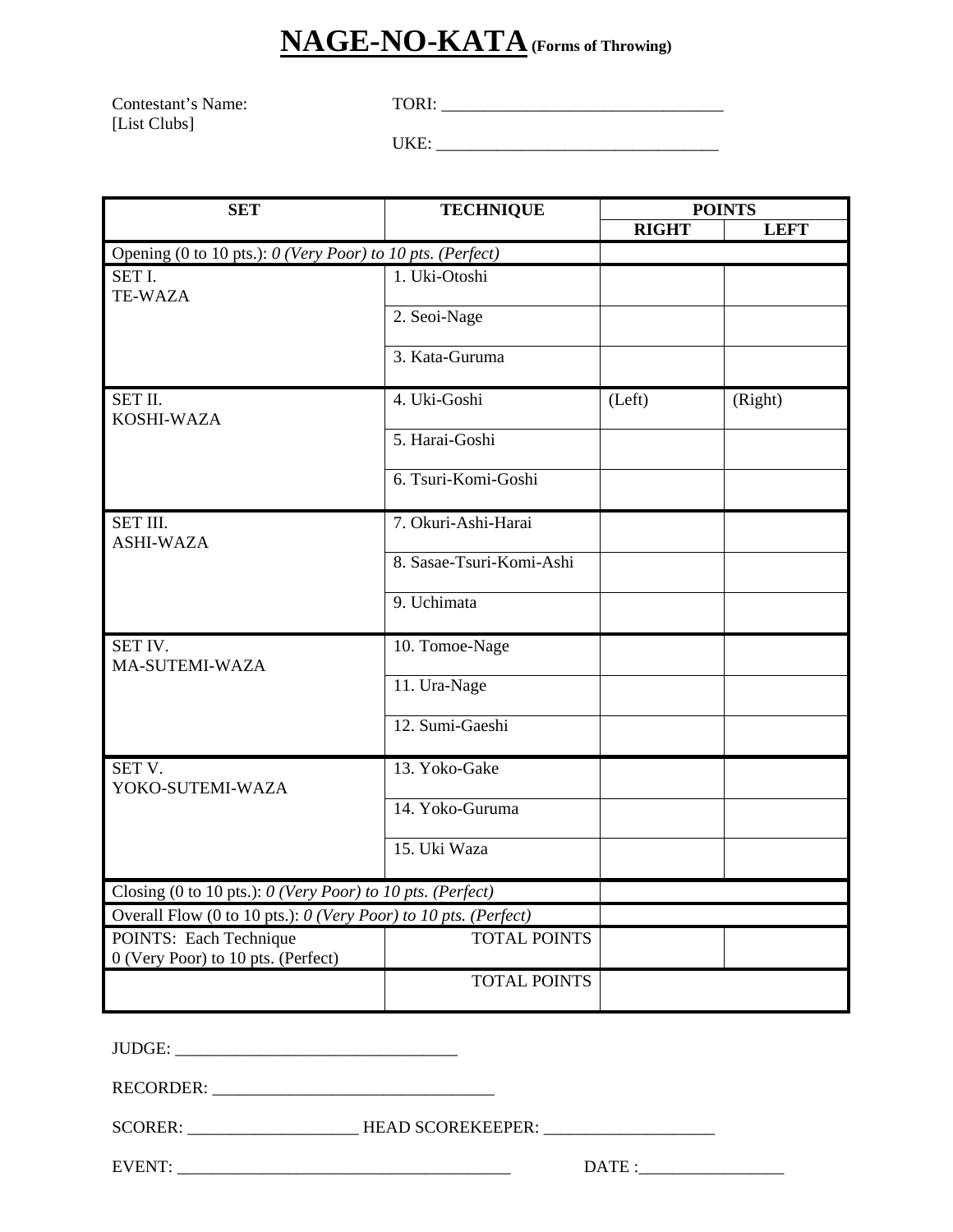# NAGE-NO-KATA (Forms of Throwing)

Contestant's Name: TORI: ________________________________
[List Clubs]
UKE: ________________________________

| SET | TECHNIQUE | POINTS | |
|---|---|---|---|
| | | RIGHT | LEFT |
| Opening (0 to 10 pts.): *0 (Very Poor) to 10 pts. (Perfect)* | | | |
| SET I. TE-WAZA | 1. Uki-Otoshi | | |
| | 2. Seoi-Nage | | |
| | 3. Kata-Guruma | | |
| SET II. KOSHI-WAZA | 4. Uki-Goshi | (Left) | (Right) |
| | 5. Harai-Goshi | | |
| | 6. Tsuri-Komi-Goshi | | |
| SET III. ASHI-WAZA | 7. Okuri-Ashi-Harai | | |
| | 8. Sasae-Tsuri-Komi-Ashi | | |
| | 9. Uchimata | | |
| SET IV. MA-SUTEMI-WAZA | 10. Tomoe-Nage | | |
| | 11. Ura-Nage | | |
| | 12. Sumi-Gaeshi | | |
| SET V. YOKO-SUTEMI-WAZA | 13. Yoko-Gake | | |
| | 14. Yoko-Guruma | | |
| | 15. Uki Waza | | |
| Closing (0 to 10 pts.): *0 (Very Poor) to 10 pts. (Perfect)* | | | |
| Overall Flow (0 to 10 pts.): *0 (Very Poor) to 10 pts. (Perfect)* | | | |
| POINTS: Each Technique 0 (Very Poor) to 10 pts. (Perfect) | TOTAL POINTS | | |
| | TOTAL POINTS | | |

JUDGE: ________________________________

RECORDER: ________________________________

SCORER: ____________________ HEAD SCOREKEEPER: ____________________

EVENT: ________________________________________ DATE :_________________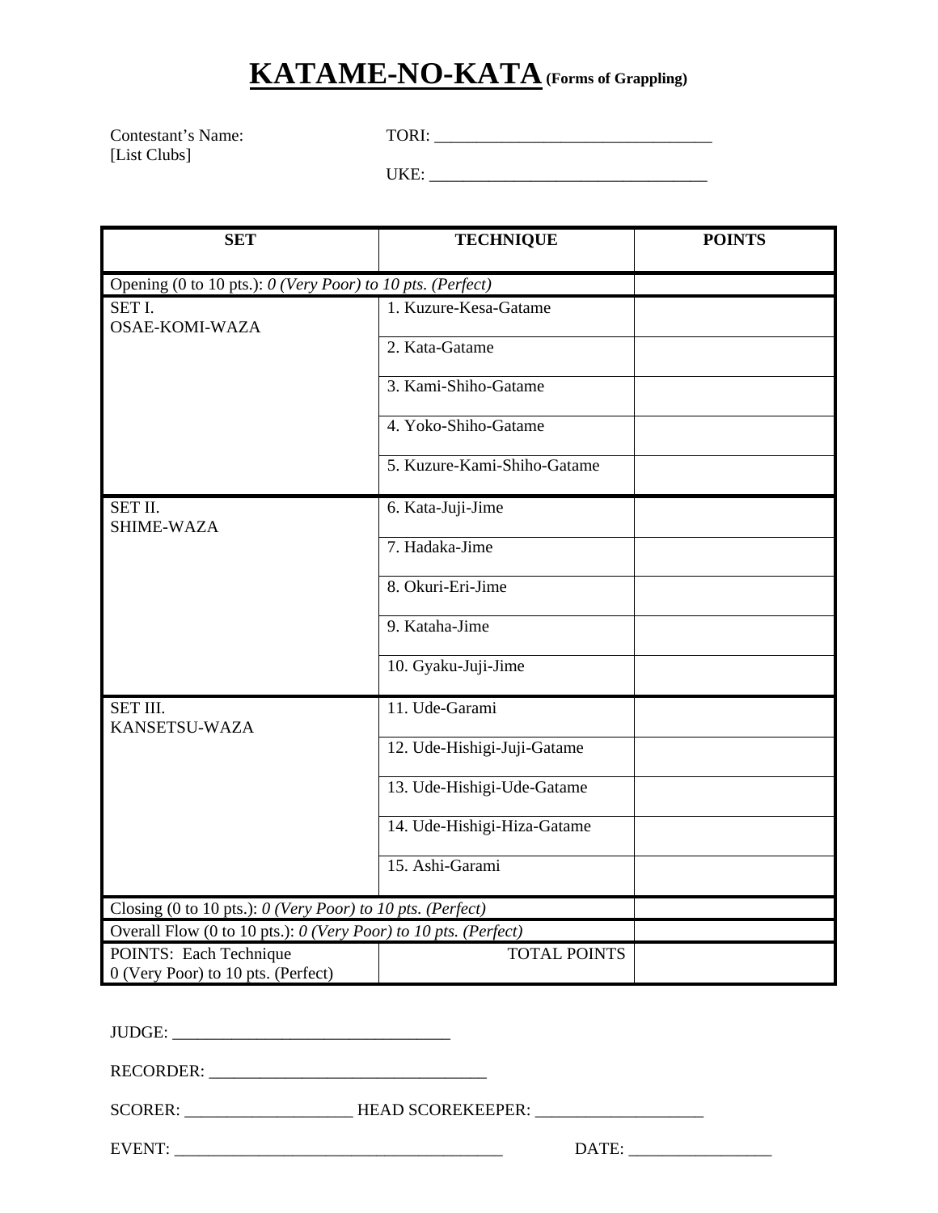# **KATAME-NO-KATA** (Forms of Grappling)

Contestant's Name: TORI: ________________________________

[List Clubs]

UKE: ________________________________

| SET | TECHNIQUE | POINTS |
|---|---|---|
| Opening (0 to 10 pts.): *0 (Very Poor) to 10 pts. (Perfect)* | | |
| SET I. OSAE-KOMI-WAZA | 1. Kuzure-Kesa-Gatame | |
| | 2. Kata-Gatame | |
| | 3. Kami-Shiho-Gatame | |
| | 4. Yoko-Shiho-Gatame | |
| | 5. Kuzure-Kami-Shiho-Gatame | |
| SET II. SHIME-WAZA | 6. Kata-Juji-Jime | |
| | 7. Hadaka-Jime | |
| | 8. Okuri-Eri-Jime | |
| | 9. Kataha-Jime | |
| | 10. Gyaku-Juji-Jime | |
| SET III. KANSETSU-WAZA | 11. Ude-Garami | |
| | 12. Ude-Hishigi-Juji-Gatame | |
| | 13. Ude-Hishigi-Ude-Gatame | |
| | 14. Ude-Hishigi-Hiza-Gatame | |
| | 15. Ashi-Garami | |
| Closing (0 to 10 pts.): *0 (Very Poor) to 10 pts. (Perfect)* | | |
| Overall Flow (0 to 10 pts.): *0 (Very Poor) to 10 pts. (Perfect)* | | |
| POINTS: Each Technique 0 (Very Poor) to 10 pts. (Perfect) | TOTAL POINTS | |

JUDGE: ________________________________

RECORDER: ________________________________

SCORER: ____________________ HEAD SCOREKEEPER: ____________________

EVENT: ________________________________________ DATE: _________________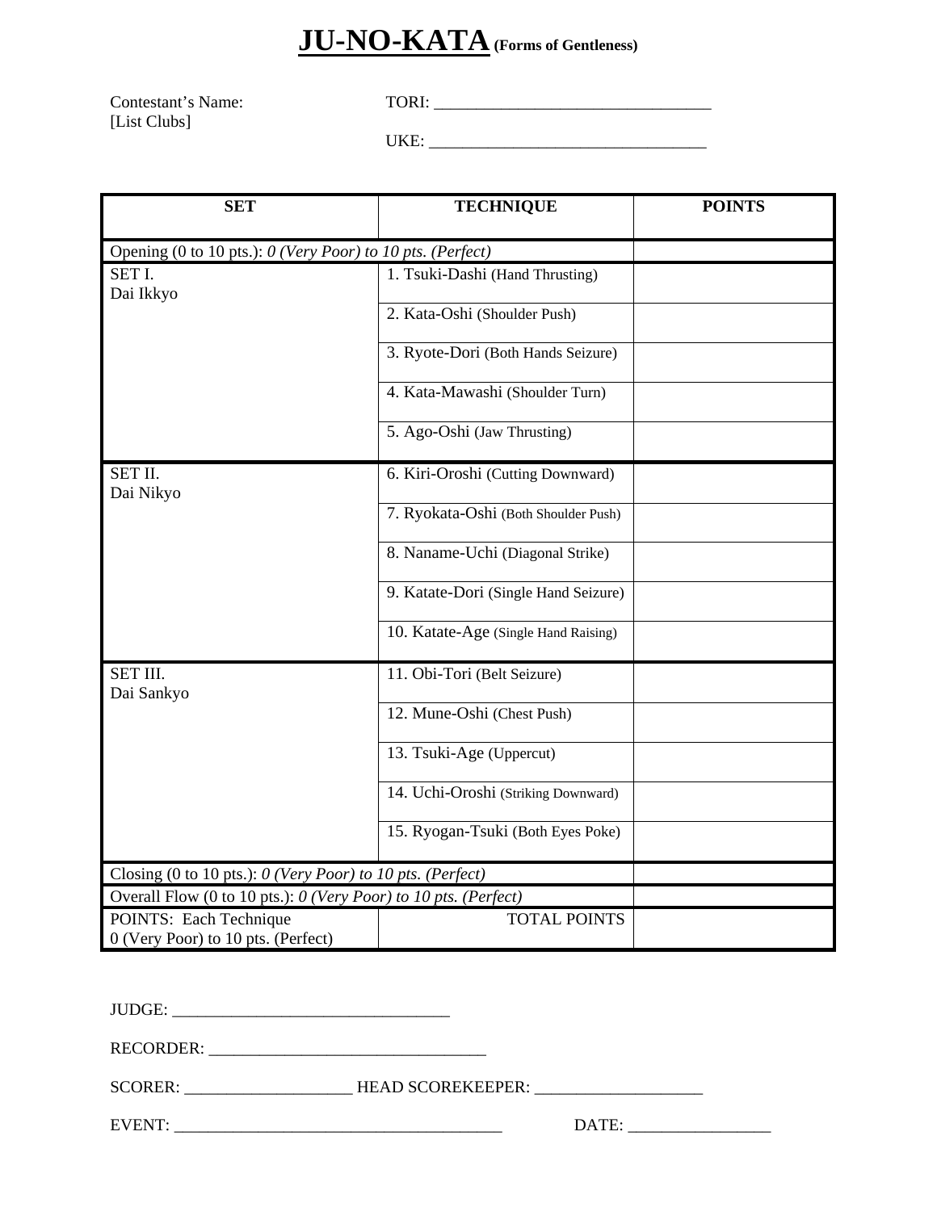# JU-NO-KATA (Forms of Gentleness)

Contestant's Name: [List Clubs]

TORI: ________________________________

UKE: ________________________________

| SET | TECHNIQUE | POINTS |
|---|---|---|
| Opening (0 to 10 pts.): *0 (Very Poor) to 10 pts. (Perfect)* | | |
| SET I. Dai Ikkyo | 1. Tsuki-Dashi (Hand Thrusting) | |
| | 2. Kata-Oshi (Shoulder Push) | |
| | 3. Ryote-Dori (Both Hands Seizure) | |
| | 4. Kata-Mawashi (Shoulder Turn) | |
| | 5. Ago-Oshi (Jaw Thrusting) | |
| SET II. Dai Nikyo | 6. Kiri-Oroshi (Cutting Downward) | |
| | 7. Ryokata-Oshi (Both Shoulder Push) | |
| | 8. Naname-Uchi (Diagonal Strike) | |
| | 9. Katate-Dori (Single Hand Seizure) | |
| | 10. Katate-Age (Single Hand Raising) | |
| SET III. Dai Sankyo | 11. Obi-Tori (Belt Seizure) | |
| | 12. Mune-Oshi (Chest Push) | |
| | 13. Tsuki-Age (Uppercut) | |
| | 14. Uchi-Oroshi (Striking Downward) | |
| | 15. Ryogan-Tsuki (Both Eyes Poke) | |
| Closing (0 to 10 pts.): *0 (Very Poor) to 10 pts. (Perfect)* | | |
| Overall Flow (0 to 10 pts.): *0 (Very Poor) to 10 pts. (Perfect)* | | |
| POINTS: Each Technique 0 (Very Poor) to 10 pts. (Perfect) | TOTAL POINTS | |

JUDGE: ________________________________

RECORDER: ________________________________

SCORER: ____________________ HEAD SCOREKEEPER: ____________________

EVENT: ______________________________________ DATE: _________________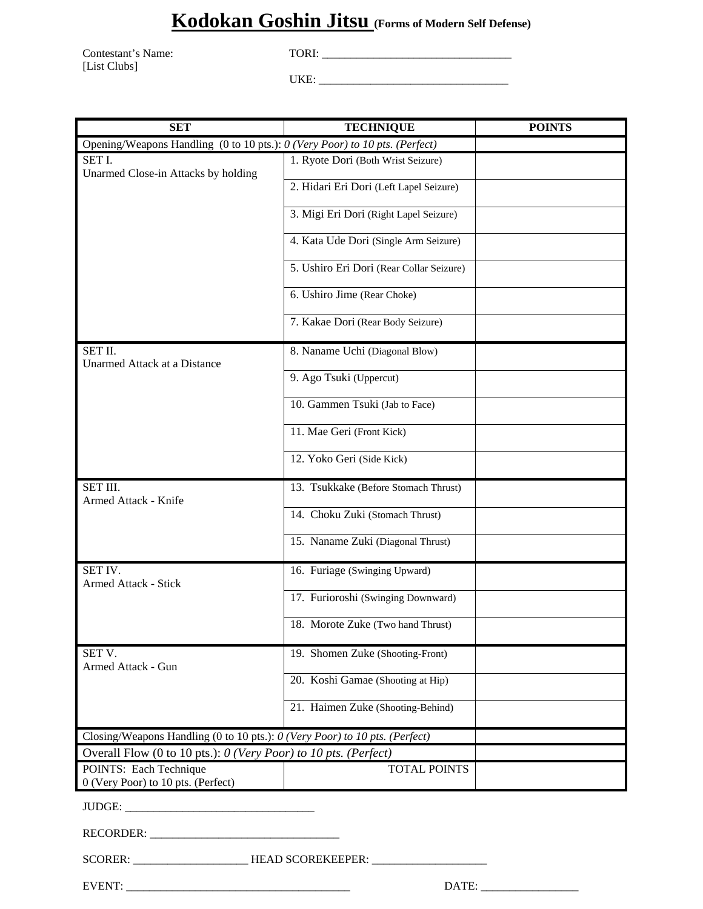# Kodokan Goshin Jitsu (Forms of Modern Self Defense)

Contestant's Name: TORI: ________________________________
[List Clubs]

UKE: ________________________________

| SET | TECHNIQUE | POINTS |
|---|---|---|
| Opening/Weapons Handling (0 to 10 pts.): *0 (Very Poor) to 10 pts. (Perfect)* | | |
| SET I. Unarmed Close-in Attacks by holding | 1. Ryote Dori (Both Wrist Seizure) | |
| | 2. Hidari Eri Dori (Left Lapel Seizure) | |
| | 3. Migi Eri Dori (Right Lapel Seizure) | |
| | 4. Kata Ude Dori (Single Arm Seizure) | |
| | 5. Ushiro Eri Dori (Rear Collar Seizure) | |
| | 6. Ushiro Jime (Rear Choke) | |
| | 7. Kakae Dori (Rear Body Seizure) | |
| SET II. Unarmed Attack at a Distance | 8. Naname Uchi (Diagonal Blow) | |
| | 9. Ago Tsuki (Uppercut) | |
| | 10. Gammen Tsuki (Jab to Face) | |
| | 11. Mae Geri (Front Kick) | |
| | 12. Yoko Geri (Side Kick) | |
| SET III. Armed Attack - Knife | 13. Tsukkake (Before Stomach Thrust) | |
| | 14. Choku Zuki (Stomach Thrust) | |
| | 15. Naname Zuki (Diagonal Thrust) | |
| SET IV. Armed Attack - Stick | 16. Furiage (Swinging Upward) | |
| | 17. Furioroshi (Swinging Downward) | |
| | 18. Morote Zuke (Two hand Thrust) | |
| SET V. Armed Attack - Gun | 19. Shomen Zuke (Shooting-Front) | |
| | 20. Koshi Gamae (Shooting at Hip) | |
| | 21. Haimen Zuke (Shooting-Behind) | |
| Closing/Weapons Handling (0 to 10 pts.): *0 (Very Poor) to 10 pts. (Perfect)* | | |
| Overall Flow (0 to 10 pts.): *0 (Very Poor) to 10 pts. (Perfect)* | | |
| POINTS: Each Technique 0 (Very Poor) to 10 pts. (Perfect) | TOTAL POINTS | |

JUDGE: ________________________________

RECORDER: ________________________________

SCORER: ____________________ HEAD SCOREKEEPER: ____________________

EVENT: ______________________________________ DATE: _________________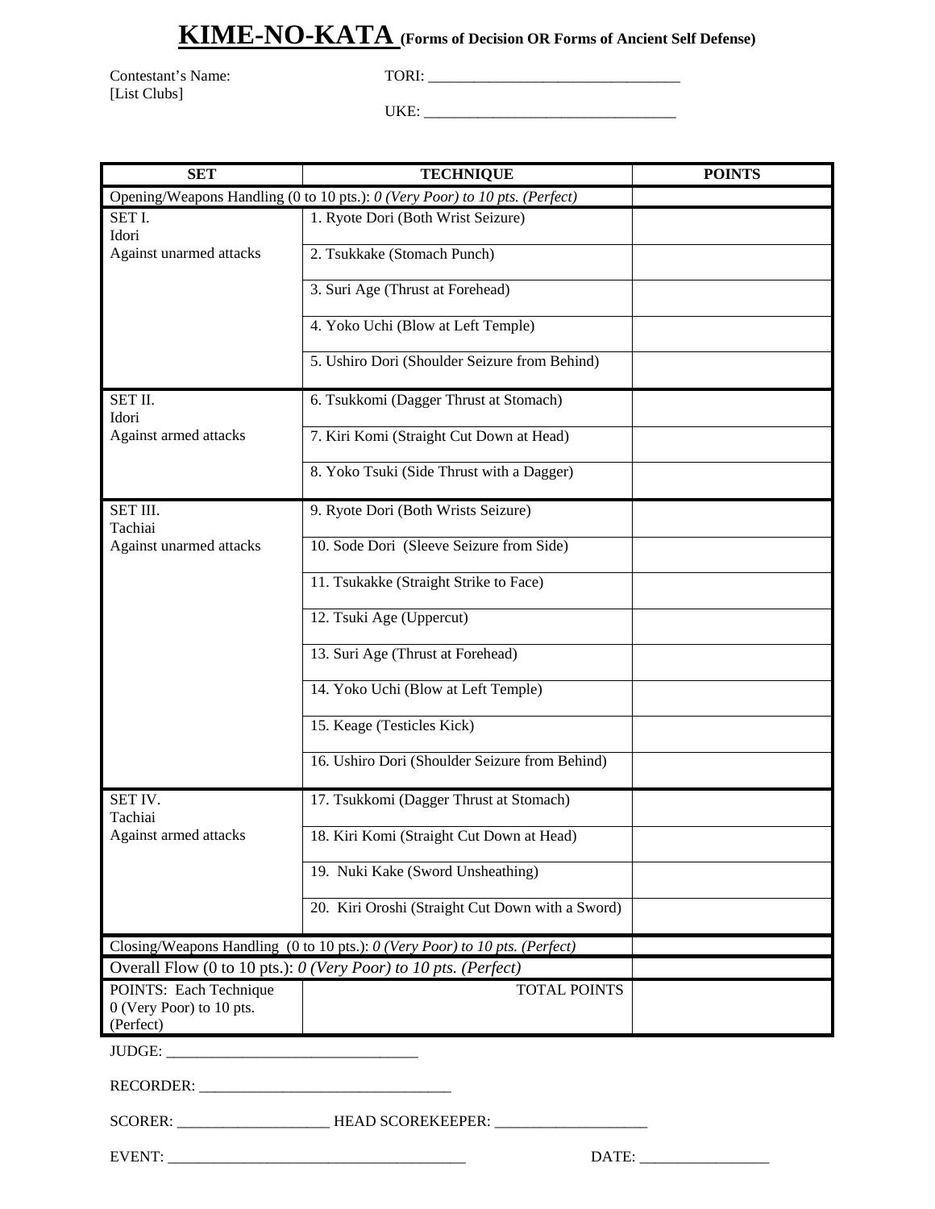# KIME-NO-KATA (Forms of Decision OR Forms of Ancient Self Defense)

Contestant's Name: [List Clubs]

TORI: ________________________________

UKE: ________________________________

| SET | TECHNIQUE | POINTS |
|---|---|---|
| Opening/Weapons Handling (0 to 10 pts.): *0 (Very Poor) to 10 pts. (Perfect)* | | |
| SET I. Idori Against unarmed attacks | 1. Ryote Dori (Both Wrist Seizure) | |
| | 2. Tsukkake (Stomach Punch) | |
| | 3. Suri Age (Thrust at Forehead) | |
| | 4. Yoko Uchi (Blow at Left Temple) | |
| | 5. Ushiro Dori (Shoulder Seizure from Behind) | |
| SET II. Idori Against armed attacks | 6. Tsukkomi (Dagger Thrust at Stomach) | |
| | 7. Kiri Komi (Straight Cut Down at Head) | |
| | 8. Yoko Tsuki (Side Thrust with a Dagger) | |
| SET III. Tachiai Against unarmed attacks | 9. Ryote Dori (Both Wrists Seizure) | |
| | 10. Sode Dori (Sleeve Seizure from Side) | |
| | 11. Tsukakke (Straight Strike to Face) | |
| | 12. Tsuki Age (Uppercut) | |
| | 13. Suri Age (Thrust at Forehead) | |
| | 14. Yoko Uchi (Blow at Left Temple) | |
| | 15. Keage (Testicles Kick) | |
| | 16. Ushiro Dori (Shoulder Seizure from Behind) | |
| SET IV. Tachiai Against armed attacks | 17. Tsukkomi (Dagger Thrust at Stomach) | |
| | 18. Kiri Komi (Straight Cut Down at Head) | |
| | 19. Nuki Kake (Sword Unsheathing) | |
| | 20. Kiri Oroshi (Straight Cut Down with a Sword) | |
| Closing/Weapons Handling (0 to 10 pts.): *0 (Very Poor) to 10 pts. (Perfect)* | | |
| Overall Flow (0 to 10 pts.): *0 (Very Poor) to 10 pts. (Perfect)* | | |
| POINTS: Each Technique 0 (Very Poor) to 10 pts. (Perfect) | TOTAL POINTS | |

JUDGE: ________________________________

RECORDER: ________________________________

SCORER: ____________________ HEAD SCOREKEEPER: ____________________

EVENT: ________________________________________ DATE: _________________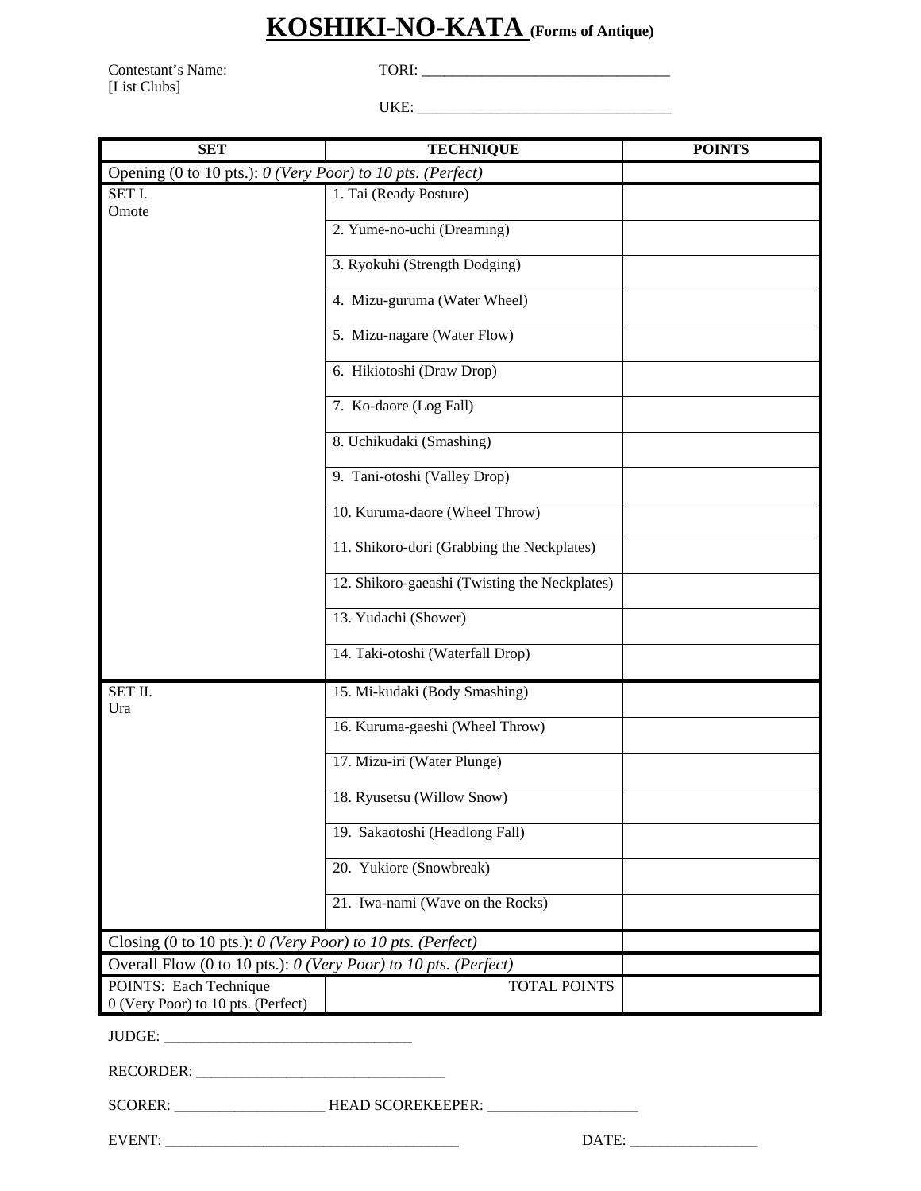# **KOSHIKI-NO-KATA (Forms of Antique)**

Contestant's Name:
[List Clubs]

TORI: ________________________________

UKE: ________________________________

| SET | TECHNIQUE | POINTS |
|---|---|---|
| Opening (0 to 10 pts.): *0 (Very Poor) to 10 pts. (Perfect)* | | |
| SET I. Omote | 1. Tai (Ready Posture) | |
| | 2. Yume-no-uchi (Dreaming) | |
| | 3. Ryokuhi (Strength Dodging) | |
| | 4. Mizu-guruma (Water Wheel) | |
| | 5. Mizu-nagare (Water Flow) | |
| | 6. Hikiotoshi (Draw Drop) | |
| | 7. Ko-daore (Log Fall) | |
| | 8. Uchikudaki (Smashing) | |
| | 9. Tani-otoshi (Valley Drop) | |
| | 10. Kuruma-daore (Wheel Throw) | |
| | 11. Shikoro-dori (Grabbing the Neckplates) | |
| | 12. Shikoro-gaeashi (Twisting the Neckplates) | |
| | 13. Yudachi (Shower) | |
| | 14. Taki-otoshi (Waterfall Drop) | |
| SET II. Ura | 15. Mi-kudaki (Body Smashing) | |
| | 16. Kuruma-gaeshi (Wheel Throw) | |
| | 17. Mizu-iri (Water Plunge) | |
| | 18. Ryusetsu (Willow Snow) | |
| | 19. Sakaotoshi (Headlong Fall) | |
| | 20. Yukiore (Snowbreak) | |
| | 21. Iwa-nami (Wave on the Rocks) | |
| Closing (0 to 10 pts.): *0 (Very Poor) to 10 pts. (Perfect)* | | |
| Overall Flow (0 to 10 pts.): *0 (Very Poor) to 10 pts. (Perfect)* | | |
| POINTS: Each Technique 0 (Very Poor) to 10 pts. (Perfect) | TOTAL POINTS | |

JUDGE: ________________________________

RECORDER: ________________________________

SCORER: ____________________ HEAD SCOREKEEPER: ____________________

EVENT: ________________________________________ DATE: _________________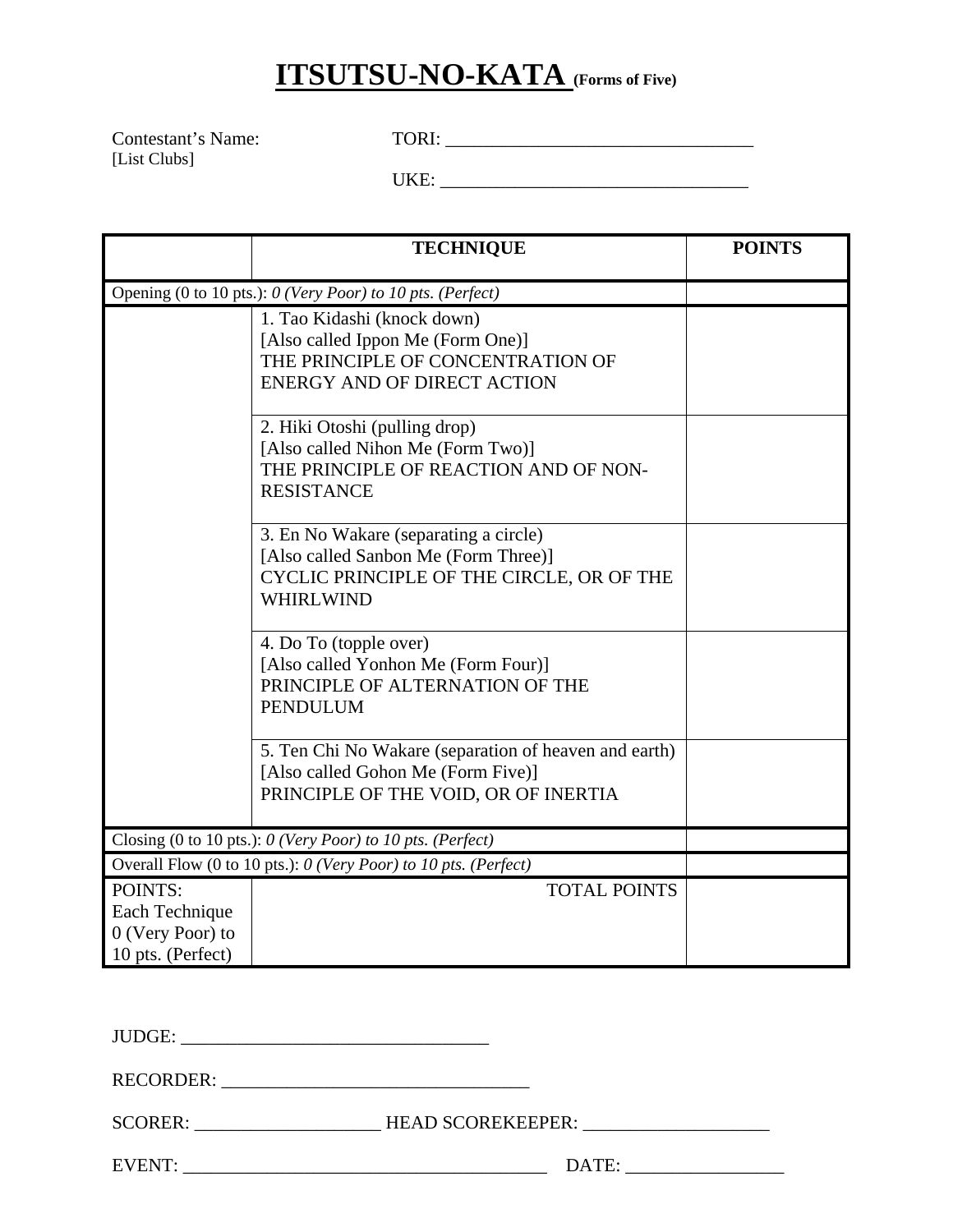# ITSUTSU-NO-KATA (Forms of Five)

Contestant's Name: TORI: ________________________________
[List Clubs]
UKE: ________________________________

| | TECHNIQUE | POINTS |
|---|---|---|
| Opening (0 to 10 pts.): *0 (Very Poor) to 10 pts. (Perfect)* | | |
| | 1. Tao Kidashi (knock down)<br>[Also called Ippon Me (Form One)]<br>THE PRINCIPLE OF CONCENTRATION OF ENERGY AND OF DIRECT ACTION | |
| | 2. Hiki Otoshi (pulling drop)<br>[Also called Nihon Me (Form Two)]<br>THE PRINCIPLE OF REACTION AND OF NON-RESISTANCE | |
| | 3. En No Wakare (separating a circle)<br>[Also called Sanbon Me (Form Three)]<br>CYCLIC PRINCIPLE OF THE CIRCLE, OR OF THE WHIRLWIND | |
| | 4. Do To (topple over)<br>[Also called Yonhon Me (Form Four)]<br>PRINCIPLE OF ALTERNATION OF THE PENDULUM | |
| | 5. Ten Chi No Wakare (separation of heaven and earth)<br>[Also called Gohon Me (Form Five)]<br>PRINCIPLE OF THE VOID, OR OF INERTIA | |
| Closing (0 to 10 pts.): *0 (Very Poor) to 10 pts. (Perfect)* | | |
| Overall Flow (0 to 10 pts.): *0 (Very Poor) to 10 pts. (Perfect)* | | |
| POINTS:<br>Each Technique<br>0 (Very Poor) to<br>10 pts. (Perfect) | TOTAL POINTS | |

JUDGE: ________________________________

RECORDER: ________________________________

SCORER: ____________________ HEAD SCOREKEEPER: ____________________

EVENT: ________________________________________ DATE: _________________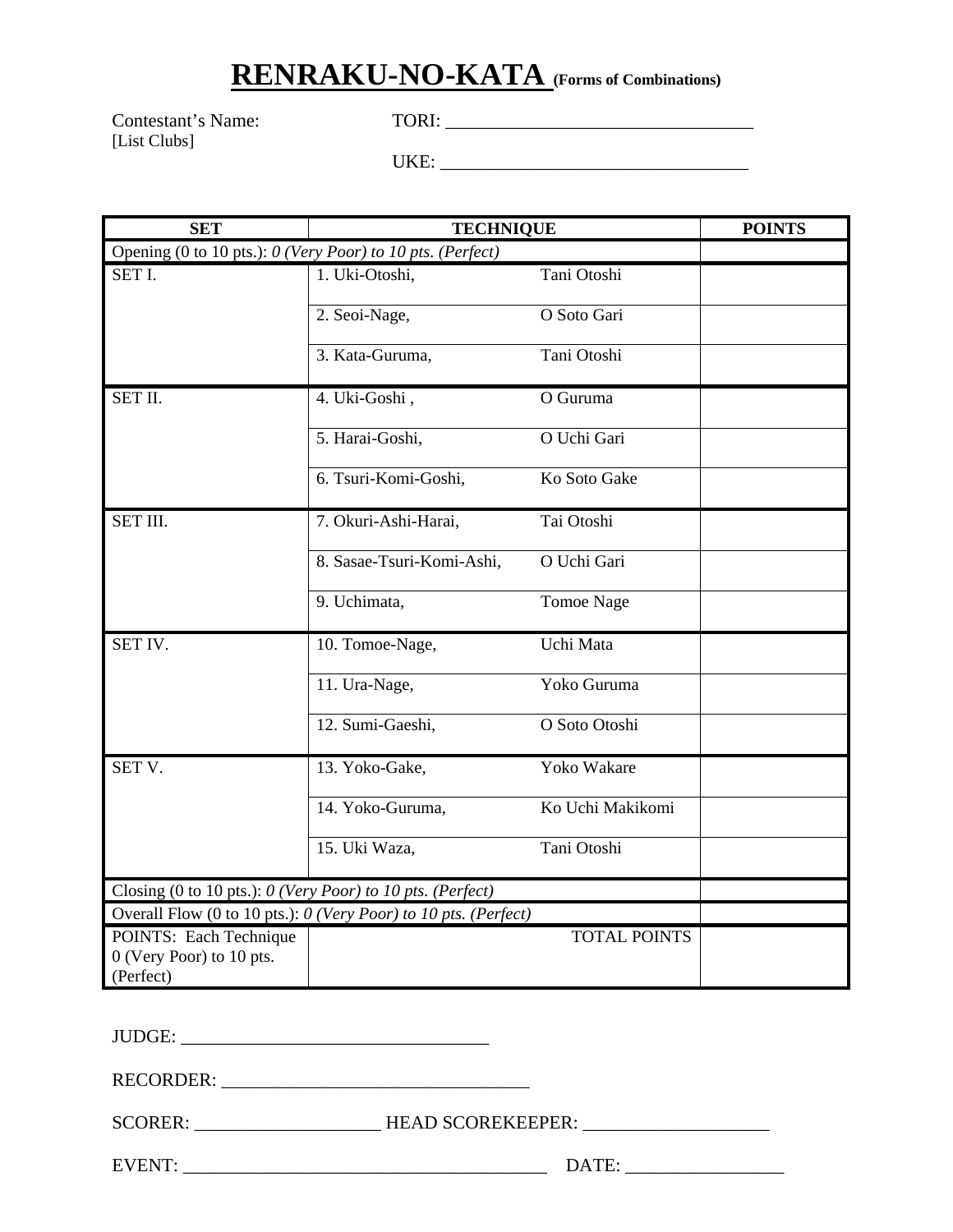# RENRAKU-NO-KATA (Forms of Combinations)

Contestant's Name: TORI: ________________________________
[List Clubs]

UKE: ________________________________

| SET | TECHNIQUE | | POINTS |
|---|---|---|---|
| Opening (0 to 10 pts.): *0 (Very Poor) to 10 pts. (Perfect)* | | | |
| SET I. | 1. Uki-Otoshi, | Tani Otoshi | |
| | 2. Seoi-Nage, | O Soto Gari | |
| | 3. Kata-Guruma, | Tani Otoshi | |
| SET II. | 4. Uki-Goshi , | O Guruma | |
| | 5. Harai-Goshi, | O Uchi Gari | |
| | 6. Tsuri-Komi-Goshi, | Ko Soto Gake | |
| SET III. | 7. Okuri-Ashi-Harai, | Tai Otoshi | |
| | 8. Sasae-Tsuri-Komi-Ashi, | O Uchi Gari | |
| | 9. Uchimata, | Tomoe Nage | |
| SET IV. | 10. Tomoe-Nage, | Uchi Mata | |
| | 11. Ura-Nage, | Yoko Guruma | |
| | 12. Sumi-Gaeshi, | O Soto Otoshi | |
| SET V. | 13. Yoko-Gake, | Yoko Wakare | |
| | 14. Yoko-Guruma, | Ko Uchi Makikomi | |
| | 15. Uki Waza, | Tani Otoshi | |
| Closing (0 to 10 pts.): *0 (Very Poor) to 10 pts. (Perfect)* | | | |
| Overall Flow (0 to 10 pts.): *0 (Very Poor) to 10 pts. (Perfect)* | | | |
| POINTS: Each Technique 0 (Very Poor) to 10 pts. (Perfect) | | TOTAL POINTS | |

JUDGE: ________________________________

RECORDER: ________________________________

SCORER: ____________________ HEAD SCOREKEEPER: ____________________

EVENT: ________________________________________ DATE: _________________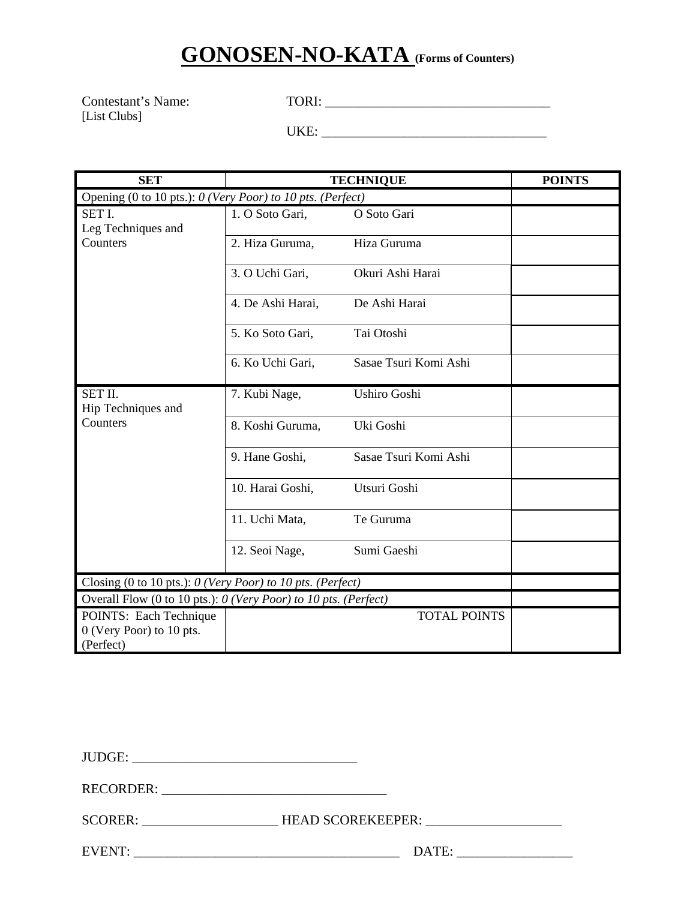# GONOSEN-NO-KATA (Forms of Counters)

Contestant's Name:
[List Clubs]

TORI: _________________________________

UKE: __________________________________

| SET | TECHNIQUE | POINTS |
|---|---|---|
| Opening (0 to 10 pts.): *0 (Very Poor) to 10 pts. (Perfect)* | | |
| SET I. Leg Techniques and Counters | 1. O Soto Gari, O Soto Gari | |
| | 2. Hiza Guruma, Hiza Guruma | |
| | 3. O Uchi Gari, Okuri Ashi Harai | |
| | 4. De Ashi Harai, De Ashi Harai | |
| | 5. Ko Soto Gari, Tai Otoshi | |
| | 6. Ko Uchi Gari, Sasae Tsuri Komi Ashi | |
| SET II. Hip Techniques and Counters | 7. Kubi Nage, Ushiro Goshi | |
| | 8. Koshi Guruma, Uki Goshi | |
| | 9. Hane Goshi, Sasae Tsuri Komi Ashi | |
| | 10. Harai Goshi, Utsuri Goshi | |
| | 11. Uchi Mata, Te Guruma | |
| | 12. Seoi Nage, Sumi Gaeshi | |
| Closing (0 to 10 pts.): *0 (Very Poor) to 10 pts. (Perfect)* | | |
| Overall Flow (0 to 10 pts.): *0 (Very Poor) to 10 pts. (Perfect)* | | |
| POINTS: Each Technique 0 (Very Poor) to 10 pts. (Perfect) | TOTAL POINTS | |

JUDGE: _________________________________

RECORDER: _________________________________

SCORER: ____________________ HEAD SCOREKEEPER: ____________________

EVENT: ________________________________________ DATE: _________________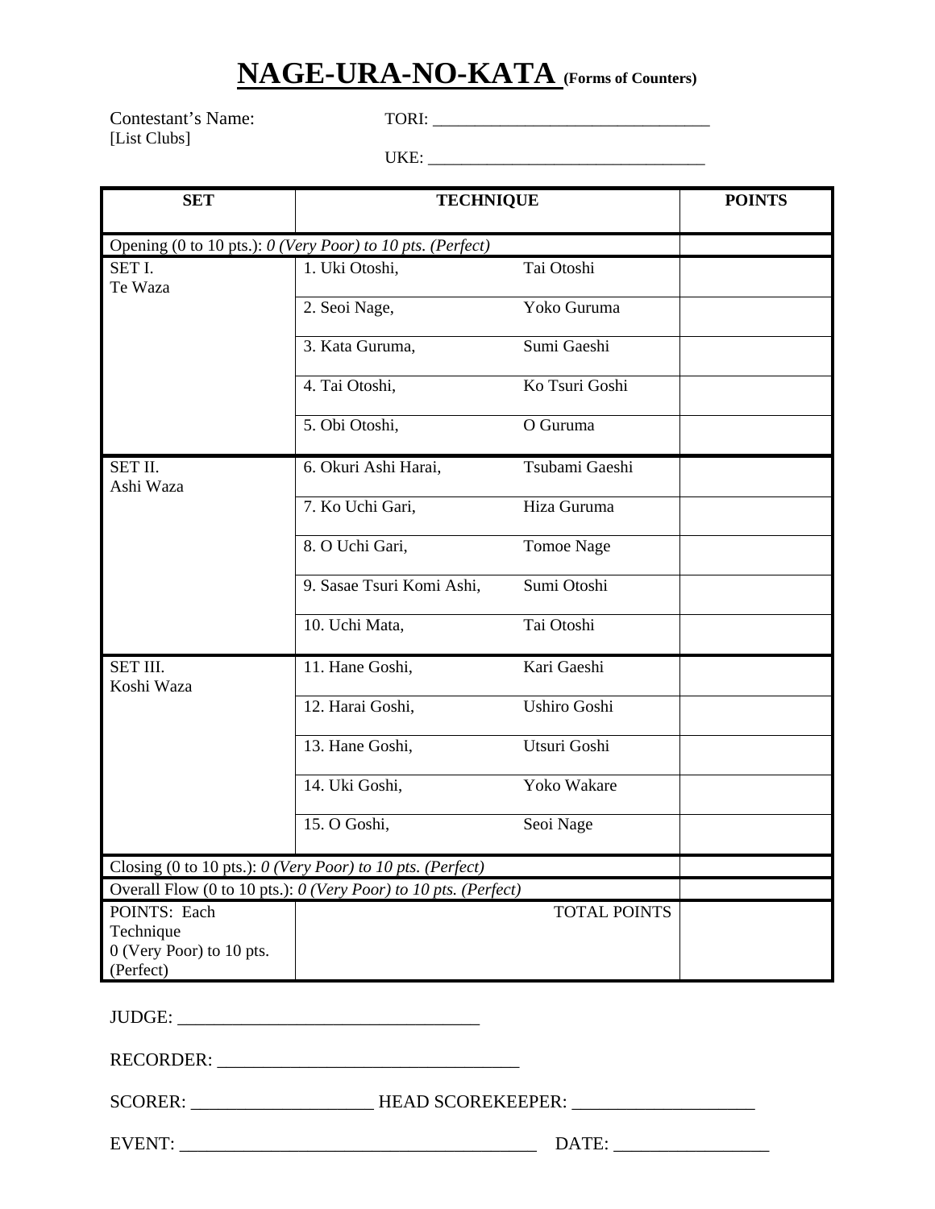# NAGE-URA-NO-KATA (Forms of Counters)

Contestant's Name:
[List Clubs]

TORI: ________________________________

UKE: ________________________________

| SET | TECHNIQUE | | POINTS |
|---|---|---|---|
| Opening (0 to 10 pts.): *0 (Very Poor) to 10 pts. (Perfect)* | | | |
| SET I. Te Waza | 1. Uki Otoshi, | Tai Otoshi | |
| | 2. Seoi Nage, | Yoko Guruma | |
| | 3. Kata Guruma, | Sumi Gaeshi | |
| | 4. Tai Otoshi, | Ko Tsuri Goshi | |
| | 5. Obi Otoshi, | O Guruma | |
| SET II. Ashi Waza | 6. Okuri Ashi Harai, | Tsubami Gaeshi | |
| | 7. Ko Uchi Gari, | Hiza Guruma | |
| | 8. O Uchi Gari, | Tomoe Nage | |
| | 9. Sasae Tsuri Komi Ashi, | Sumi Otoshi | |
| | 10. Uchi Mata, | Tai Otoshi | |
| SET III. Koshi Waza | 11. Hane Goshi, | Kari Gaeshi | |
| | 12. Harai Goshi, | Ushiro Goshi | |
| | 13. Hane Goshi, | Utsuri Goshi | |
| | 14. Uki Goshi, | Yoko Wakare | |
| | 15. O Goshi, | Seoi Nage | |
| Closing (0 to 10 pts.): *0 (Very Poor) to 10 pts. (Perfect)* | | | |
| Overall Flow (0 to 10 pts.): *0 (Very Poor) to 10 pts. (Perfect)* | | | |
| POINTS: Each Technique 0 (Very Poor) to 10 pts. (Perfect) | | TOTAL POINTS | |

JUDGE: ________________________________

RECORDER: ________________________________

SCORER: ____________________ HEAD SCOREKEEPER: ____________________

EVENT: ________________________________________ DATE: _________________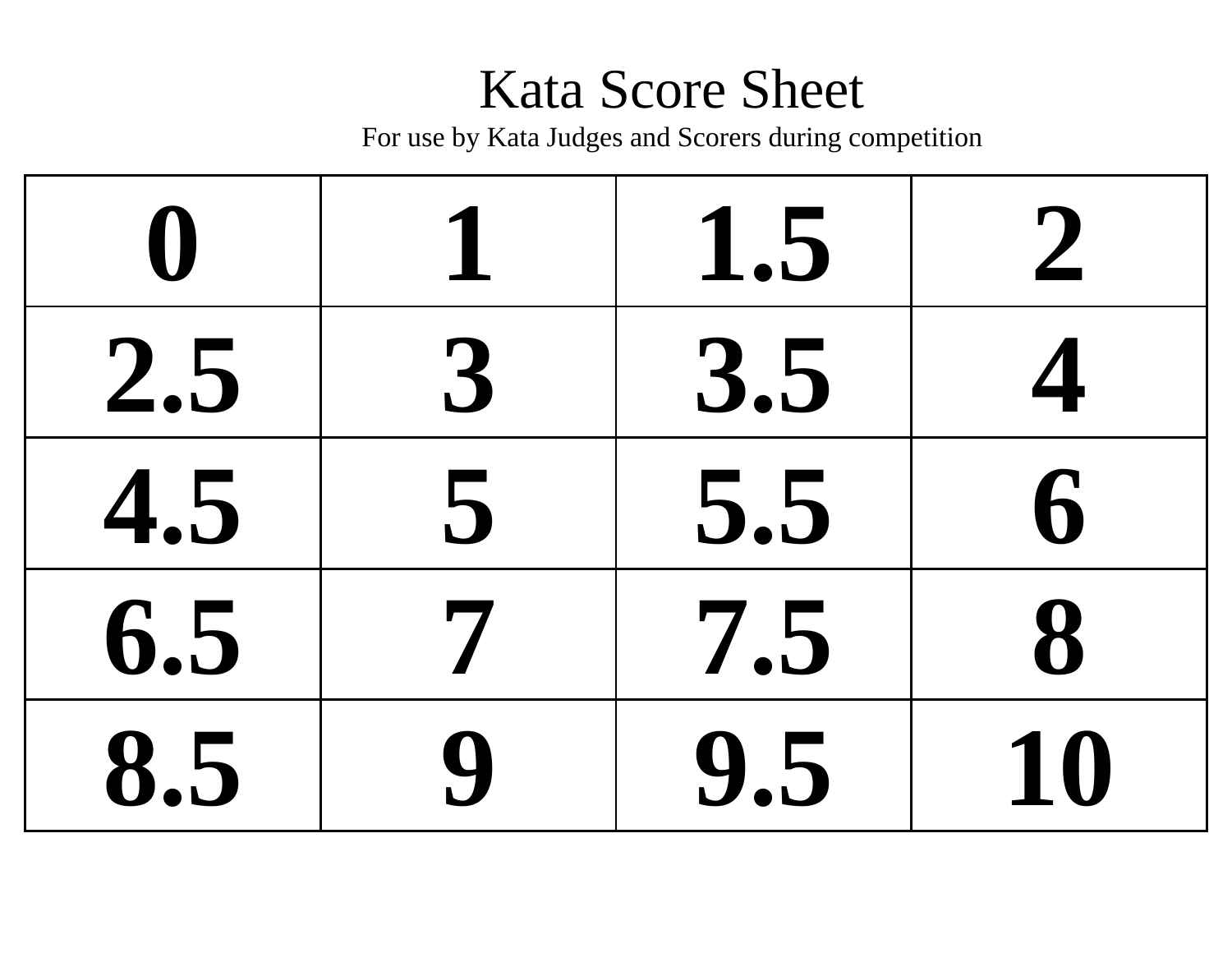# Kata Score Sheet

For use by Kata Judges and Scorers during competition

| | | | |
|---|---|---|---|
| **0** | **1** | **1.5** | **2** |
| **2.5** | **3** | **3.5** | **4** |
| **4.5** | **5** | **5.5** | **6** |
| **6.5** | **7** | **7.5** | **8** |
| **8.5** | **9** | **9.5** | **10** |